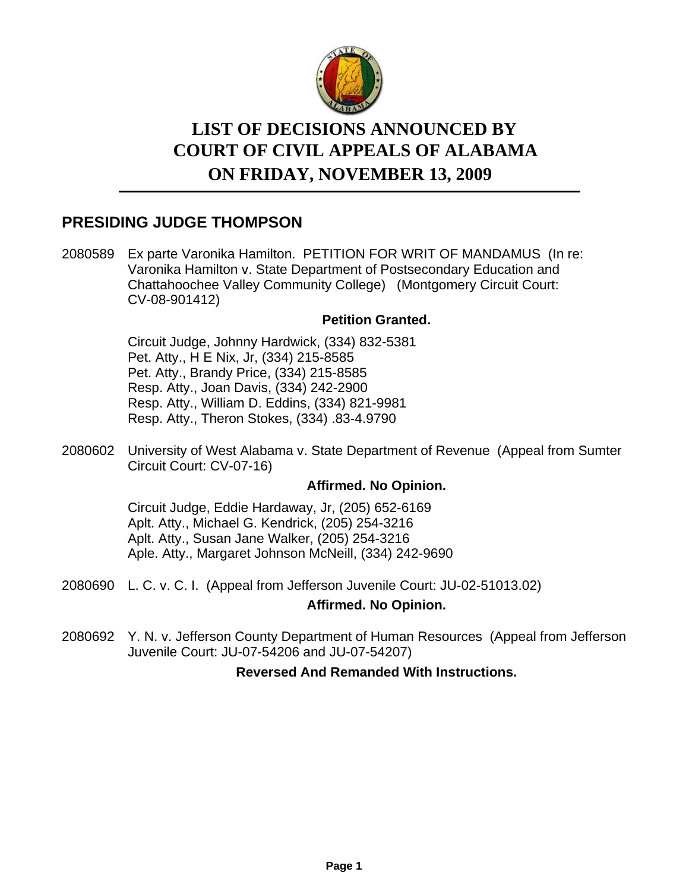# LIST OF DECISIONS ANNOUNCED BY COURT OF CIVIL APPEALS OF ALABAMA ON FRIDAY, NOVEMBER 13, 2009

## PRESIDING JUDGE THOMPSON

2080589 Ex parte Varonika Hamilton. PETITION FOR WRIT OF MANDAMUS (In re: Varonika Hamilton v. State Department of Postsecondary Education and Chattahoochee Valley Community College) (Montgomery Circuit Court: CV-08-901412)

**Petition Granted.**

Circuit Judge, Johnny Hardwick, (334) 832-5381
Pet. Atty., H E Nix, Jr, (334) 215-8585
Pet. Atty., Brandy Price, (334) 215-8585
Resp. Atty., Joan Davis, (334) 242-2900
Resp. Atty., William D. Eddins, (334) 821-9981
Resp. Atty., Theron Stokes, (334) .83-4.9790

2080602 University of West Alabama v. State Department of Revenue (Appeal from Sumter Circuit Court: CV-07-16)

**Affirmed. No Opinion.**

Circuit Judge, Eddie Hardaway, Jr, (205) 652-6169
Aplt. Atty., Michael G. Kendrick, (205) 254-3216
Aplt. Atty., Susan Jane Walker, (205) 254-3216
Aple. Atty., Margaret Johnson McNeill, (334) 242-9690

2080690 L. C. v. C. I. (Appeal from Jefferson Juvenile Court: JU-02-51013.02)

**Affirmed. No Opinion.**

2080692 Y. N. v. Jefferson County Department of Human Resources (Appeal from Jefferson Juvenile Court: JU-07-54206 and JU-07-54207)

**Reversed And Remanded With Instructions.**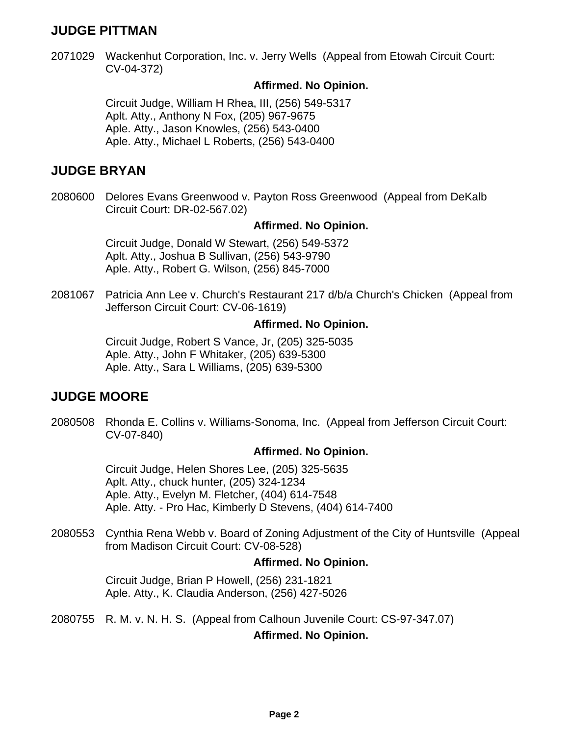## JUDGE PITTMAN

2071029 Wackenhut Corporation, Inc. v. Jerry Wells (Appeal from Etowah Circuit Court: CV-04-372)

**Affirmed. No Opinion.**

Circuit Judge, William H Rhea, III, (256) 549-5317
Aplt. Atty., Anthony N Fox, (205) 967-9675
Aple. Atty., Jason Knowles, (256) 543-0400
Aple. Atty., Michael L Roberts, (256) 543-0400

## JUDGE BRYAN

2080600 Delores Evans Greenwood v. Payton Ross Greenwood (Appeal from DeKalb Circuit Court: DR-02-567.02)

**Affirmed. No Opinion.**

Circuit Judge, Donald W Stewart, (256) 549-5372
Aplt. Atty., Joshua B Sullivan, (256) 543-9790
Aple. Atty., Robert G. Wilson, (256) 845-7000

2081067 Patricia Ann Lee v. Church's Restaurant 217 d/b/a Church's Chicken (Appeal from Jefferson Circuit Court: CV-06-1619)

**Affirmed. No Opinion.**

Circuit Judge, Robert S Vance, Jr, (205) 325-5035
Aple. Atty., John F Whitaker, (205) 639-5300
Aple. Atty., Sara L Williams, (205) 639-5300

## JUDGE MOORE

2080508 Rhonda E. Collins v. Williams-Sonoma, Inc. (Appeal from Jefferson Circuit Court: CV-07-840)

**Affirmed. No Opinion.**

Circuit Judge, Helen Shores Lee, (205) 325-5635
Aplt. Atty., chuck hunter, (205) 324-1234
Aple. Atty., Evelyn M. Fletcher, (404) 614-7548
Aple. Atty. - Pro Hac, Kimberly D Stevens, (404) 614-7400

2080553 Cynthia Rena Webb v. Board of Zoning Adjustment of the City of Huntsville (Appeal from Madison Circuit Court: CV-08-528)

**Affirmed. No Opinion.**

Circuit Judge, Brian P Howell, (256) 231-1821
Aple. Atty., K. Claudia Anderson, (256) 427-5026

2080755 R. M. v. N. H. S. (Appeal from Calhoun Juvenile Court: CS-97-347.07)

**Affirmed. No Opinion.**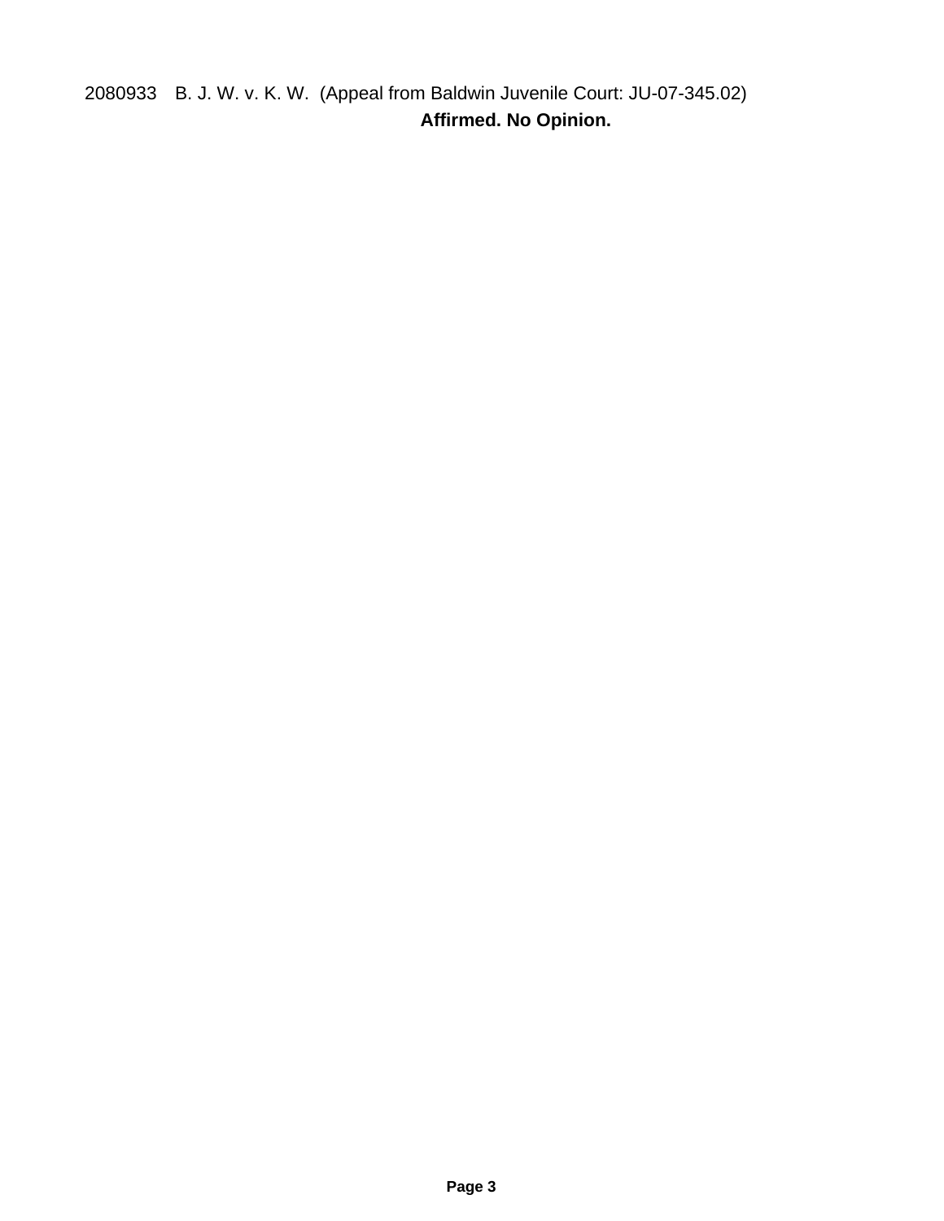2080933 B. J. W. v. K. W. (Appeal from Baldwin Juvenile Court: JU-07-345.02)

**Affirmed. No Opinion.**